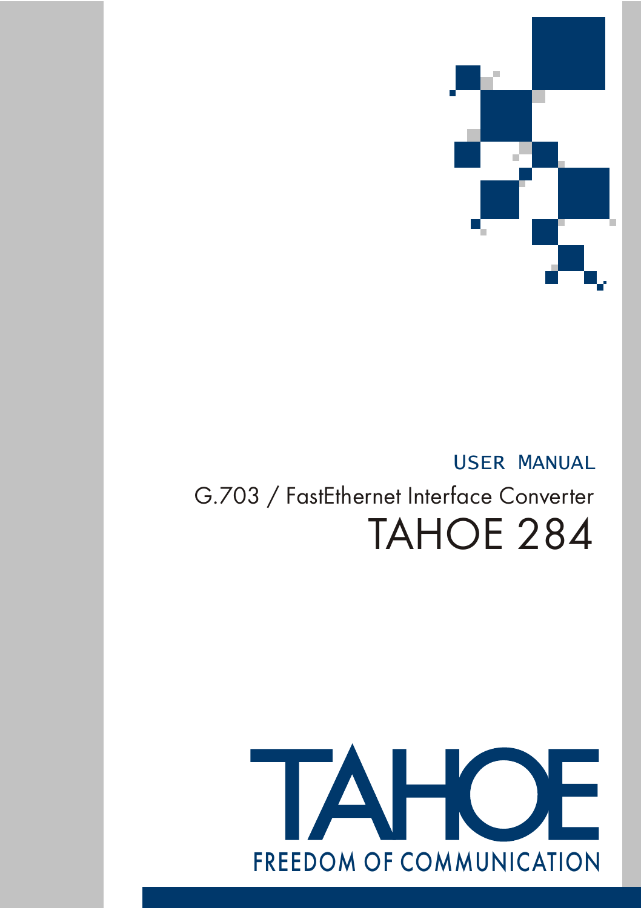USER MANUAL

G.703 / FastEthernet Interface Converter

# TAHOE 284

TAHOE

FREEDOM OF COMMUNICATION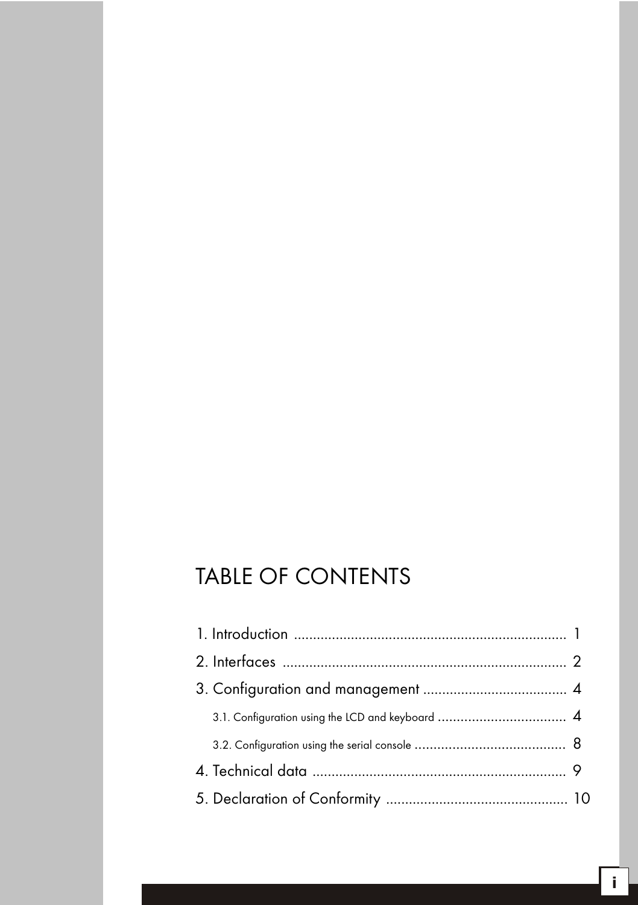# TABLE OF CONTENTS

1. Introduction ........................................................................ 1
2. Interfaces .......................................................................... 2
3. Configuration and management ...................................... 4
   - 3.1. Configuration using the LCD and keyboard .................................. 4
   - 3.2. Configuration using the serial console ........................................ 8
4. Technical data ................................................................... 9
5. Declaration of Conformity ................................................ 10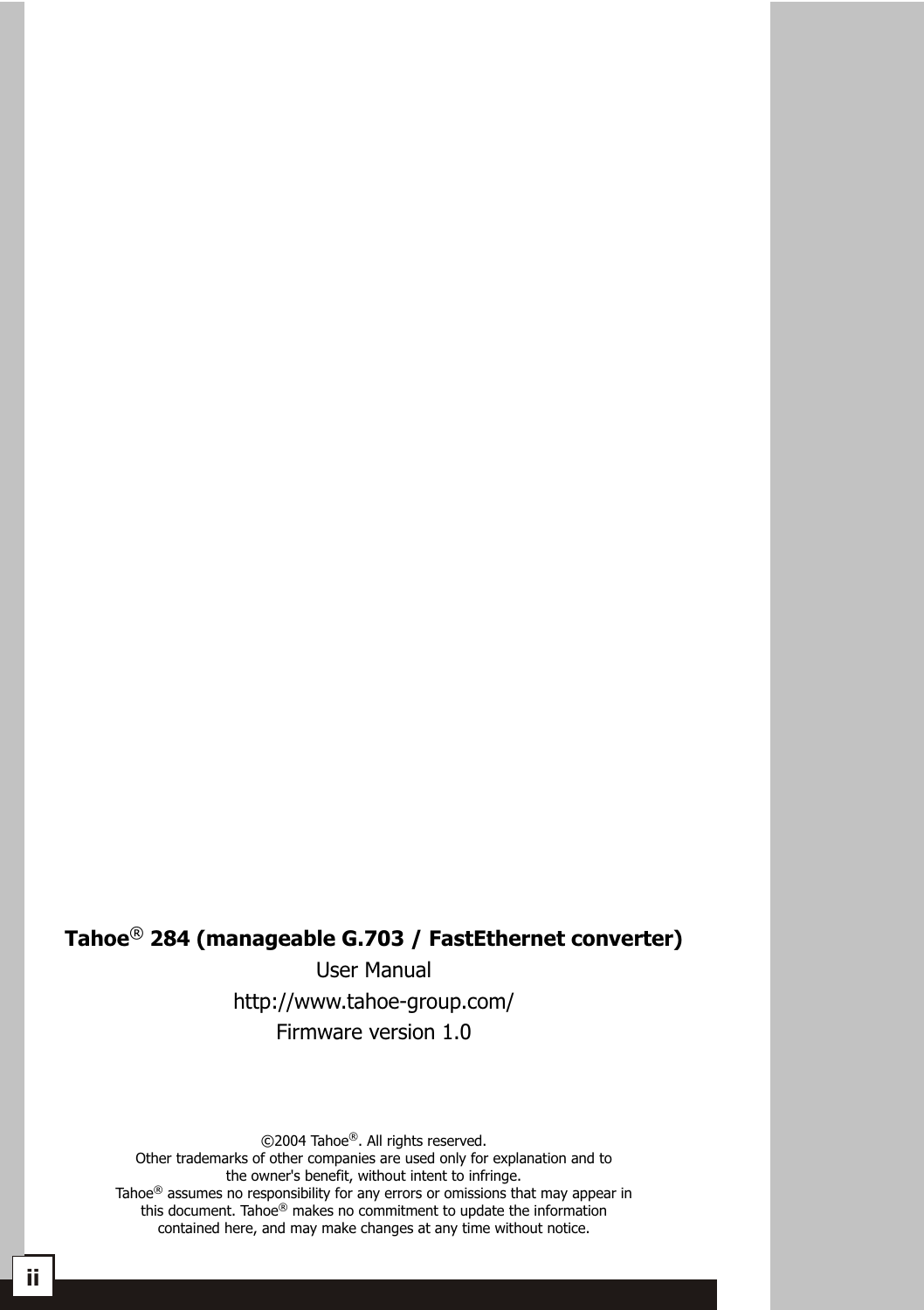**Tahoe® 284 (manageable G.703 / FastEthernet converter)**

User Manual

http://www.tahoe-group.com/

Firmware version 1.0

©2004 Tahoe®. All rights reserved.
Other trademarks of other companies are used only for explanation and to the owner's benefit, without intent to infringe.
Tahoe® assumes no responsibility for any errors or omissions that may appear in this document. Tahoe® makes no commitment to update the information contained here, and may make changes at any time without notice.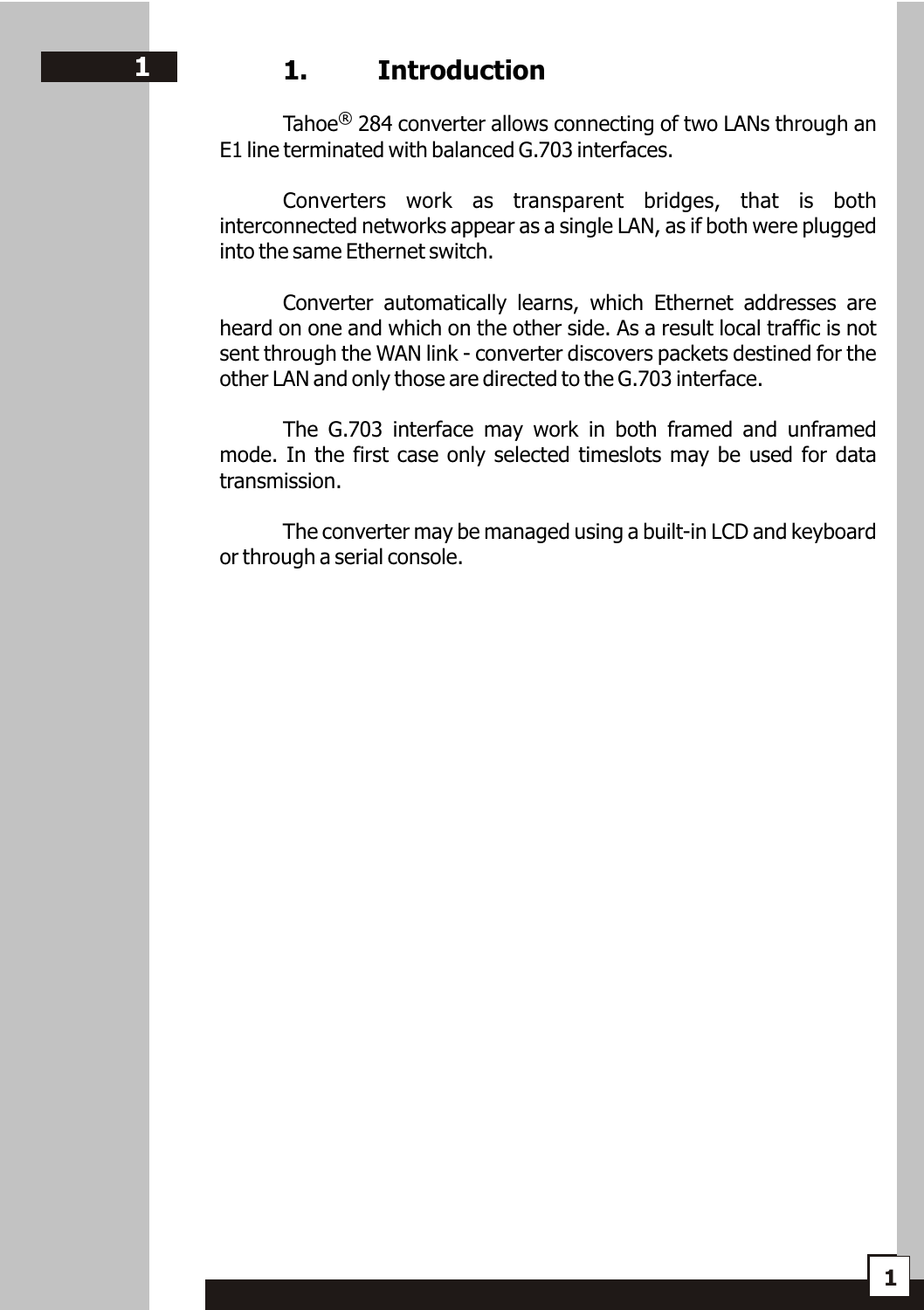# 1. Introduction

Tahoe® 284 converter allows connecting of two LANs through an E1 line terminated with balanced G.703 interfaces.

Converters work as transparent bridges, that is both interconnected networks appear as a single LAN, as if both were plugged into the same Ethernet switch.

Converter automatically learns, which Ethernet addresses are heard on one and which on the other side. As a result local traffic is not sent through the WAN link - converter discovers packets destined for the other LAN and only those are directed to the G.703 interface.

The G.703 interface may work in both framed and unframed mode. In the first case only selected timeslots may be used for data transmission.

The converter may be managed using a built-in LCD and keyboard or through a serial console.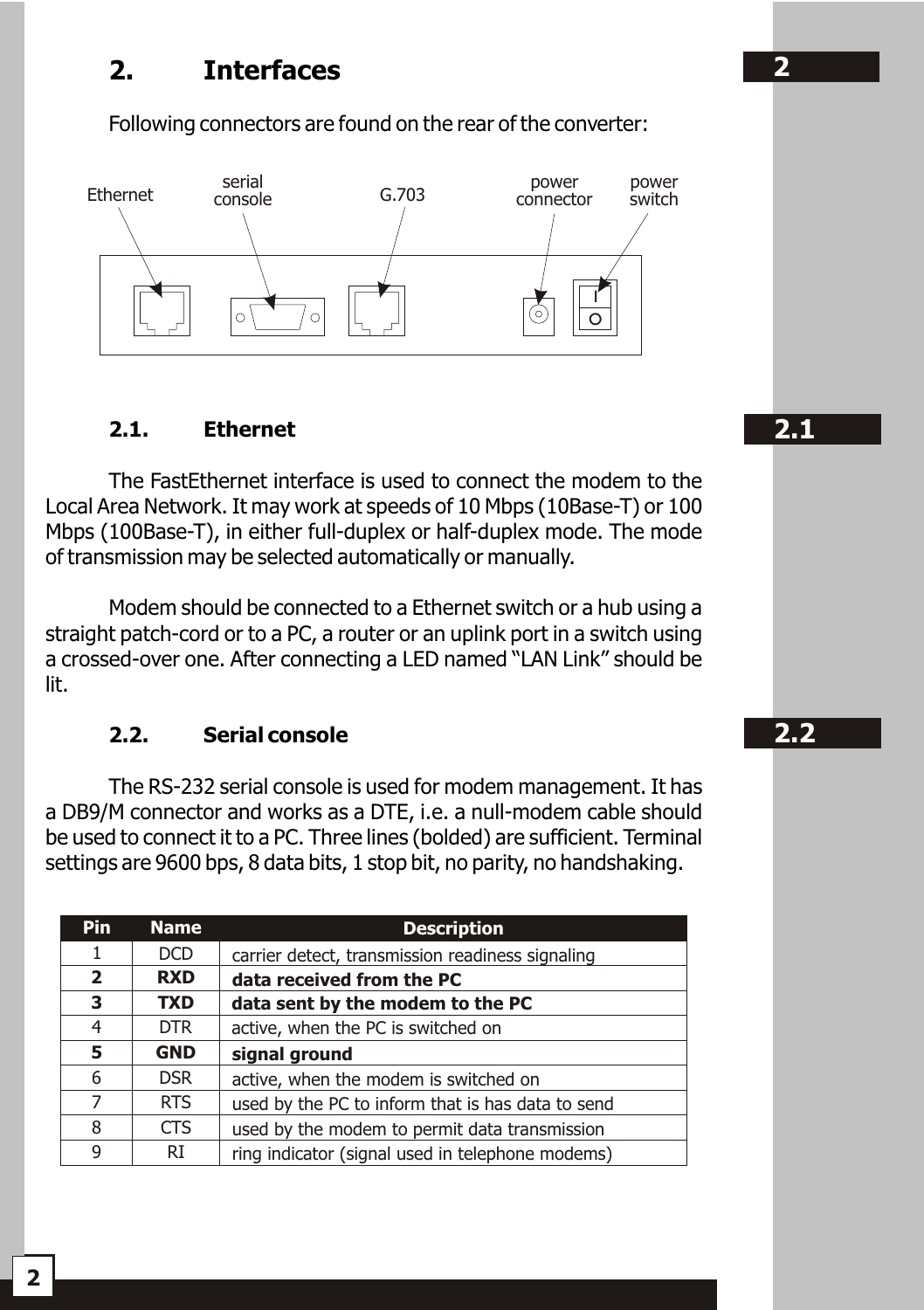# 2. Interfaces

Following connectors are found on the rear of the converter:

Ethernet | serial console | G.703 | power connector | power switch

## 2.1. Ethernet

The FastEthernet interface is used to connect the modem to the Local Area Network. It may work at speeds of 10 Mbps (10Base-T) or 100 Mbps (100Base-T), in either full-duplex or half-duplex mode. The mode of transmission may be selected automatically or manually.

Modem should be connected to a Ethernet switch or a hub using a straight patch-cord or to a PC, a router or an uplink port in a switch using a crossed-over one. After connecting a LED named "LAN Link" should be lit.

## 2.2. Serial console

The RS-232 serial console is used for modem management. It has a DB9/M connector and works as a DTE, i.e. a null-modem cable should be used to connect it to a PC. Three lines (bolded) are sufficient. Terminal settings are 9600 bps, 8 data bits, 1 stop bit, no parity, no handshaking.

| Pin | Name | Description |
|---|---|---|
| 1 | DCD | carrier detect, transmission readiness signaling |
| **2** | **RXD** | **data received from the PC** |
| **3** | **TXD** | **data sent by the modem to the PC** |
| 4 | DTR | active, when the PC is switched on |
| **5** | **GND** | **signal ground** |
| 6 | DSR | active, when the modem is switched on |
| 7 | RTS | used by the PC to inform that is has data to send |
| 8 | CTS | used by the modem to permit data transmission |
| 9 | RI | ring indicator (signal used in telephone modems) |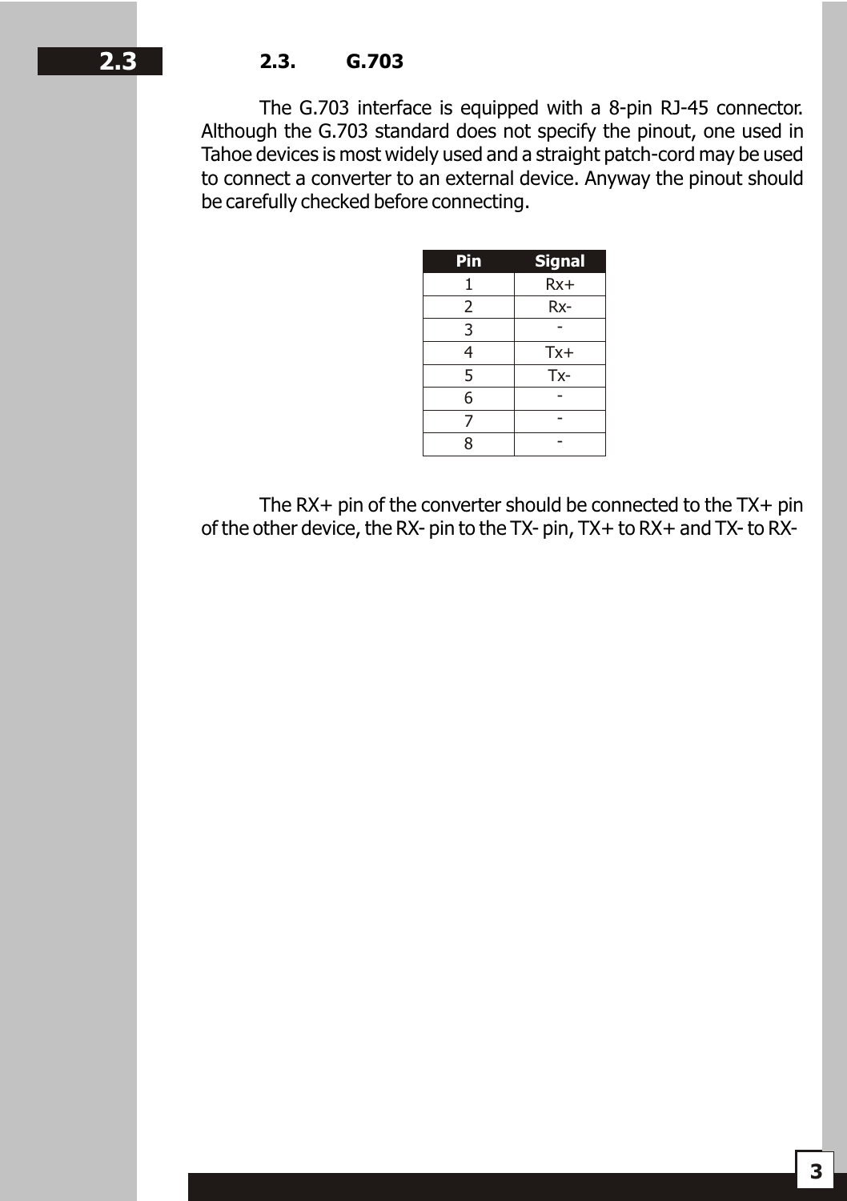## 2.3. G.703

The G.703 interface is equipped with a 8-pin RJ-45 connector. Although the G.703 standard does not specify the pinout, one used in Tahoe devices is most widely used and a straight patch-cord may be used to connect a converter to an external device. Anyway the pinout should be carefully checked before connecting.

| Pin | Signal |
|---|---|
| 1 | Rx+ |
| 2 | Rx- |
| 3 | - |
| 4 | Tx+ |
| 5 | Tx- |
| 6 | - |
| 7 | - |
| 8 | - |

The RX+ pin of the converter should be connected to the TX+ pin of the other device, the RX- pin to the TX- pin, TX+ to RX+ and TX- to RX-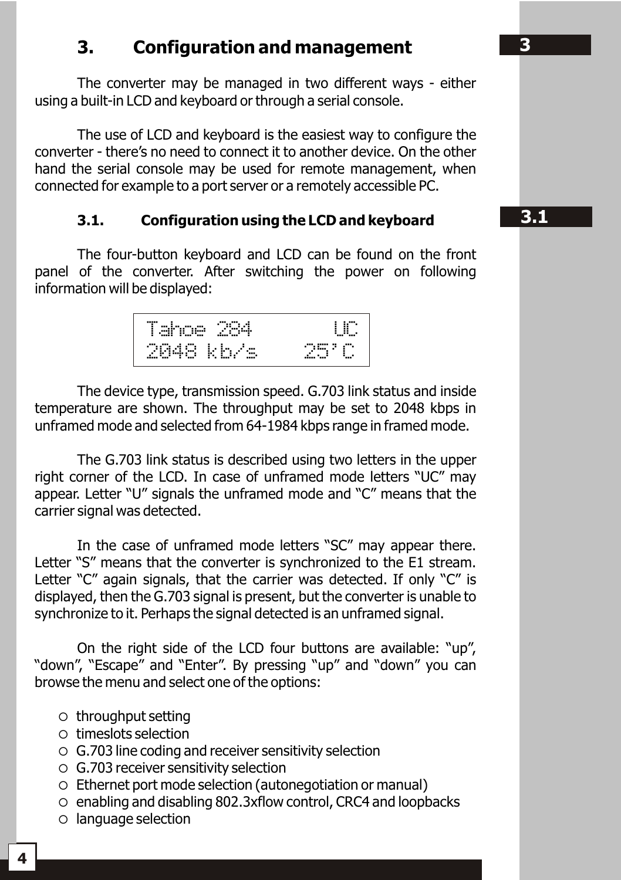# 3. Configuration and management

The converter may be managed in two different ways - either using a built-in LCD and keyboard or through a serial console.

The use of LCD and keyboard is the easiest way to configure the converter - there's no need to connect it to another device. On the other hand the serial console may be used for remote management, when connected for example to a port server or a remotely accessible PC.

## 3.1. Configuration using the LCD and keyboard

The four-button keyboard and LCD can be found on the front panel of the converter. After switching the power on following information will be displayed:

```
Tahoe 284        UC
2048 kb/s     25'C
```

The device type, transmission speed. G.703 link status and inside temperature are shown. The throughput may be set to 2048 kbps in unframed mode and selected from 64-1984 kbps range in framed mode.

The G.703 link status is described using two letters in the upper right corner of the LCD. In case of unframed mode letters "UC" may appear. Letter "U" signals the unframed mode and "C" means that the carrier signal was detected.

In the case of unframed mode letters "SC" may appear there. Letter "S" means that the converter is synchronized to the E1 stream. Letter "C" again signals, that the carrier was detected. If only "C" is displayed, then the G.703 signal is present, but the converter is unable to synchronize to it. Perhaps the signal detected is an unframed signal.

On the right side of the LCD four buttons are available: "up", "down", "Escape" and "Enter". By pressing "up" and "down" you can browse the menu and select one of the options:

- throughput setting
- timeslots selection
- G.703 line coding and receiver sensitivity selection
- G.703 receiver sensitivity selection
- Ethernet port mode selection (autonegotiation or manual)
- enabling and disabling 802.3xflow control, CRC4 and loopbacks
- language selection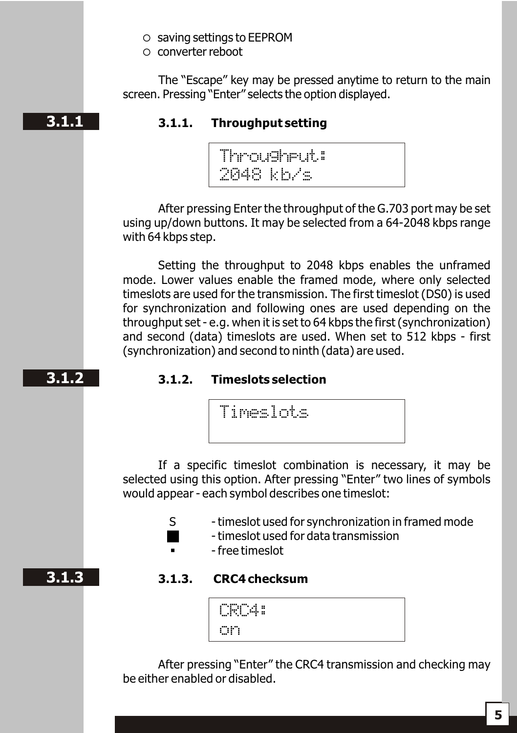- saving settings to EEPROM
- converter reboot

The “Escape” key may be pressed anytime to return to the main screen. Pressing “Enter” selects the option displayed.

### 3.1.1. Throughput setting

```
Throughput:
2048 kb/s
```

After pressing Enter the throughput of the G.703 port may be set using up/down buttons. It may be selected from a 64-2048 kbps range with 64 kbps step.

Setting the throughput to 2048 kbps enables the unframed mode. Lower values enable the framed mode, where only selected timeslots are used for the transmission. The first timeslot (DS0) is used for synchronization and following ones are used depending on the throughput set - e.g. when it is set to 64 kbps the first (synchronization) and second (data) timeslots are used. When set to 512 kbps - first (synchronization) and second to ninth (data) are used.

### 3.1.2. Timeslots selection

```
Timeslots
```

If a specific timeslot combination is necessary, it may be selected using this option. After pressing “Enter” two lines of symbols would appear - each symbol describes one timeslot:

- S - timeslot used for synchronization in framed mode
- █ - timeslot used for data transmission
- ▪ - free timeslot

### 3.1.3. CRC4 checksum

```
CRC4:
on
```

After pressing “Enter” the CRC4 transmission and checking may be either enabled or disabled.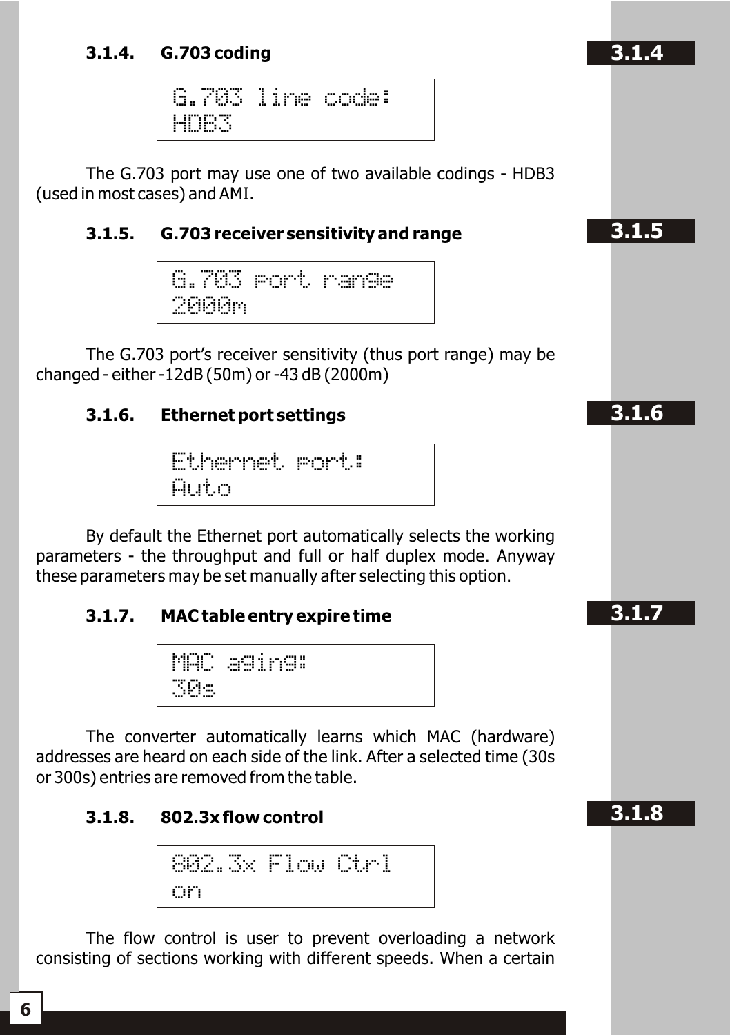### 3.1.4. G.703 coding

```
G.703 line code:
HDB3
```

The G.703 port may use one of two available codings - HDB3 (used in most cases) and AMI.

### 3.1.5. G.703 receiver sensitivity and range

```
G.703 port range
2000m
```

The G.703 port's receiver sensitivity (thus port range) may be changed - either -12dB (50m) or -43 dB (2000m)

### 3.1.6. Ethernet port settings

```
Ethernet port:
Auto
```

By default the Ethernet port automatically selects the working parameters - the throughput and full or half duplex mode. Anyway these parameters may be set manually after selecting this option.

### 3.1.7. MAC table entry expire time

```
MAC aging:
30s
```

The converter automatically learns which MAC (hardware) addresses are heard on each side of the link. After a selected time (30s or 300s) entries are removed from the table.

### 3.1.8. 802.3x flow control

```
802.3x Flow Ctrl
on
```

The flow control is user to prevent overloading a network consisting of sections working with different speeds. When a certain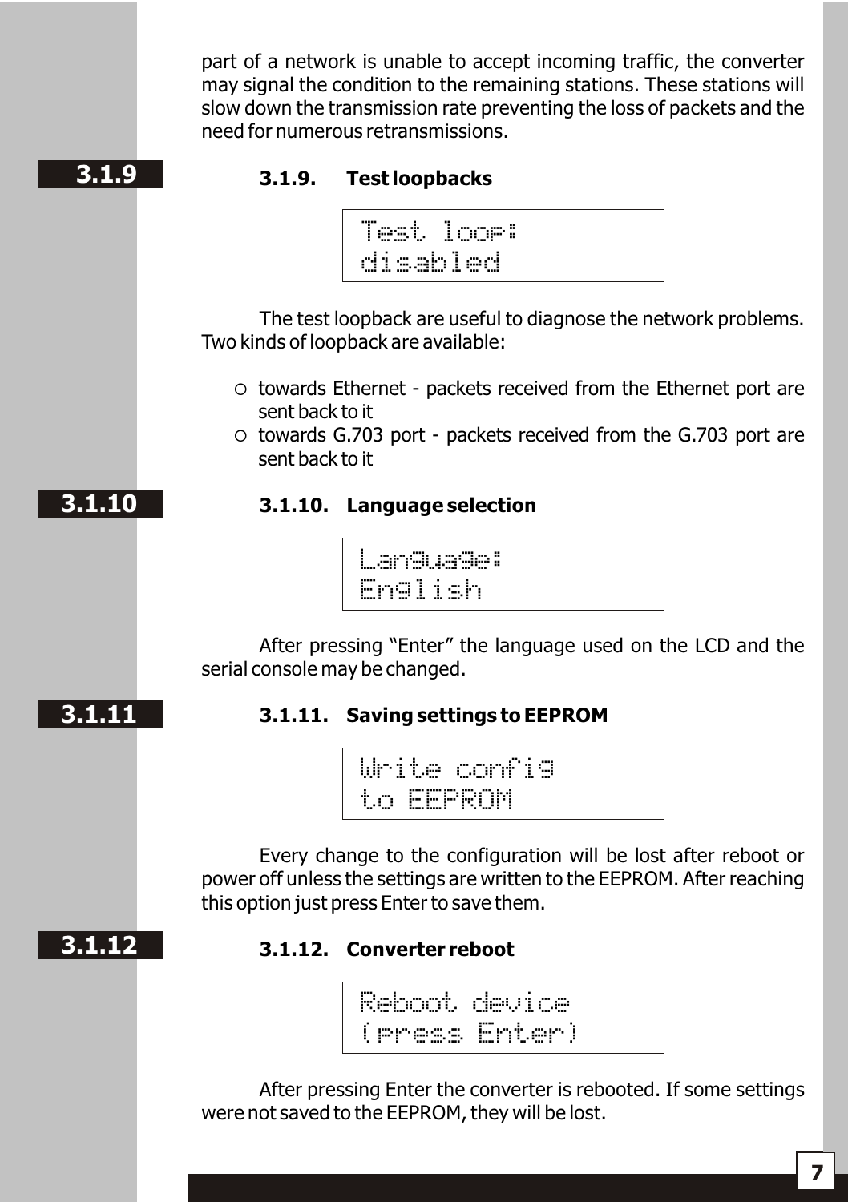part of a network is unable to accept incoming traffic, the converter may signal the condition to the remaining stations. These stations will slow down the transmission rate preventing the loss of packets and the need for numerous retransmissions.

### 3.1.9. Test loopbacks

```
Test loop:
disabled
```

The test loopback are useful to diagnose the network problems. Two kinds of loopback are available:

- towards Ethernet - packets received from the Ethernet port are sent back to it
- towards G.703 port - packets received from the G.703 port are sent back to it

### 3.1.10. Language selection

```
Language:
English
```

After pressing “Enter” the language used on the LCD and the serial console may be changed.

### 3.1.11. Saving settings to EEPROM

```
Write config
to EEPROM
```

Every change to the configuration will be lost after reboot or power off unless the settings are written to the EEPROM. After reaching this option just press Enter to save them.

### 3.1.12. Converter reboot

```
Reboot device
(press Enter)
```

After pressing Enter the converter is rebooted. If some settings were not saved to the EEPROM, they will be lost.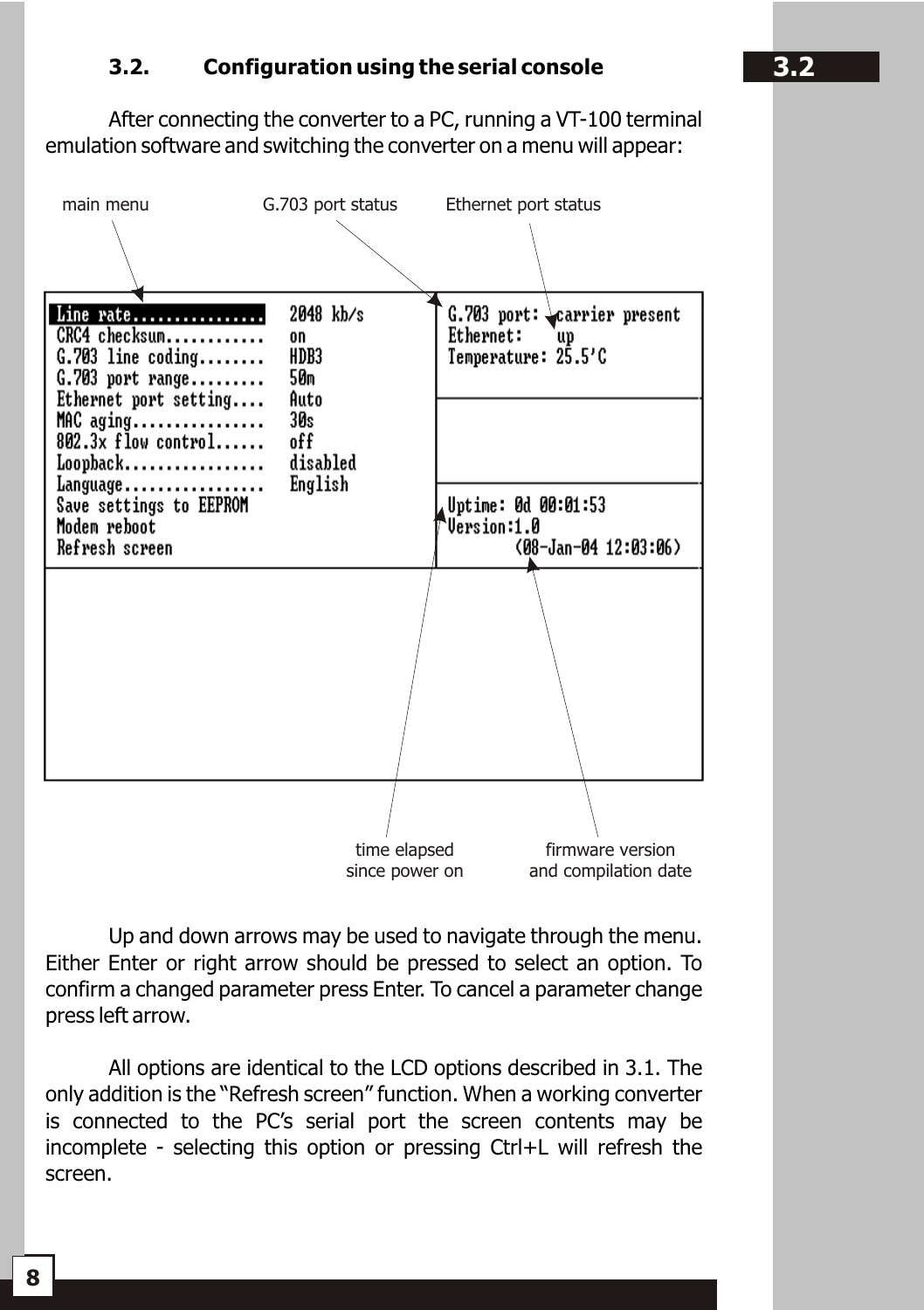## 3.2. Configuration using the serial console

After connecting the converter to a PC, running a VT-100 terminal emulation software and switching the converter on a menu will appear:

main menu | G.703 port status | Ethernet port status

```
Line rate...............   2048 kb/s     G.703 port: carrier present
CRC4 checksum...........   on            Ethernet:   up
G.703 line coding.......   HDB3          Temperature: 25.5'C
G.703 port range........   50m
Ethernet port setting...   Auto
MAC aging...............   30s
802.3x flow control.....   off
Loopback................   disabled
Language................   English
Save settings to EEPROM                  Uptime: 0d 00:01:53
Modem reboot                             Version:1.0
Refresh screen                              (08-Jan-04 12:03:06)
```

time elapsed since power on | firmware version and compilation date

Up and down arrows may be used to navigate through the menu. Either Enter or right arrow should be pressed to select an option. To confirm a changed parameter press Enter. To cancel a parameter change press left arrow.

All options are identical to the LCD options described in 3.1. The only addition is the "Refresh screen" function. When a working converter is connected to the PC's serial port the screen contents may be incomplete - selecting this option or pressing Ctrl+L will refresh the screen.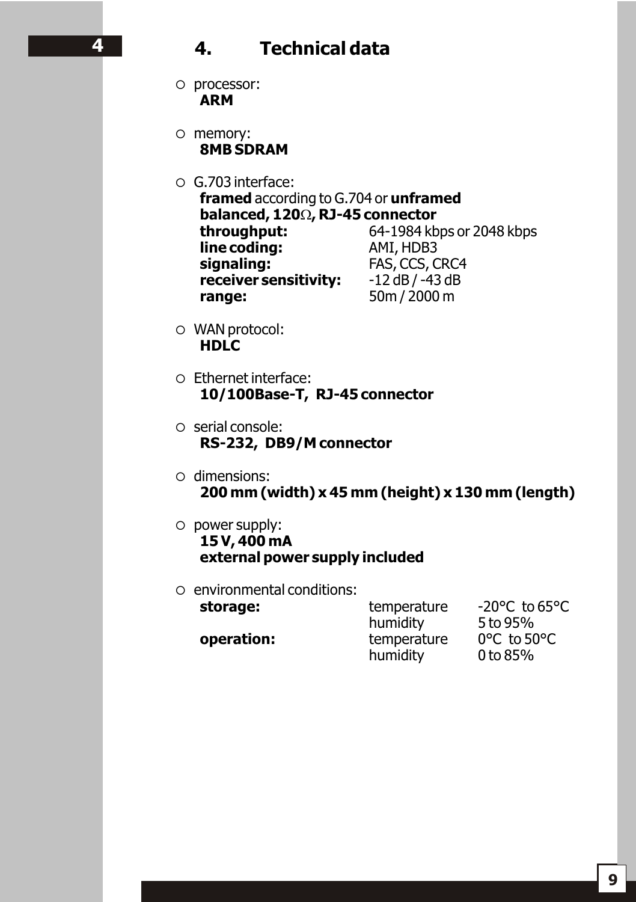# 4. Technical data

- processor:
  **ARM**

- memory:
  **8MB SDRAM**

- G.703 interface:
  **framed** according to G.704 or **unframed**
  **balanced, 120Ω, RJ-45 connector**

| | |
|---|---|
| **throughput:** | 64-1984 kbps or 2048 kbps |
| **line coding:** | AMI, HDB3 |
| **signaling:** | FAS, CCS, CRC4 |
| **receiver sensitivity:** | -12 dB / -43 dB |
| **range:** | 50m / 2000 m |

- WAN protocol:
  **HDLC**

- Ethernet interface:
  **10/100Base-T, RJ-45 connector**

- serial console:
  **RS-232, DB9/M connector**

- dimensions:
  **200 mm (width) x 45 mm (height) x 130 mm (length)**

- power supply:
  **15 V, 400 mA**
  **external power supply included**

- environmental conditions:

| | | |
|---|---|---|
| **storage:** | temperature | -20°C to 65°C |
| | humidity | 5 to 95% |
| **operation:** | temperature | 0°C to 50°C |
| | humidity | 0 to 85% |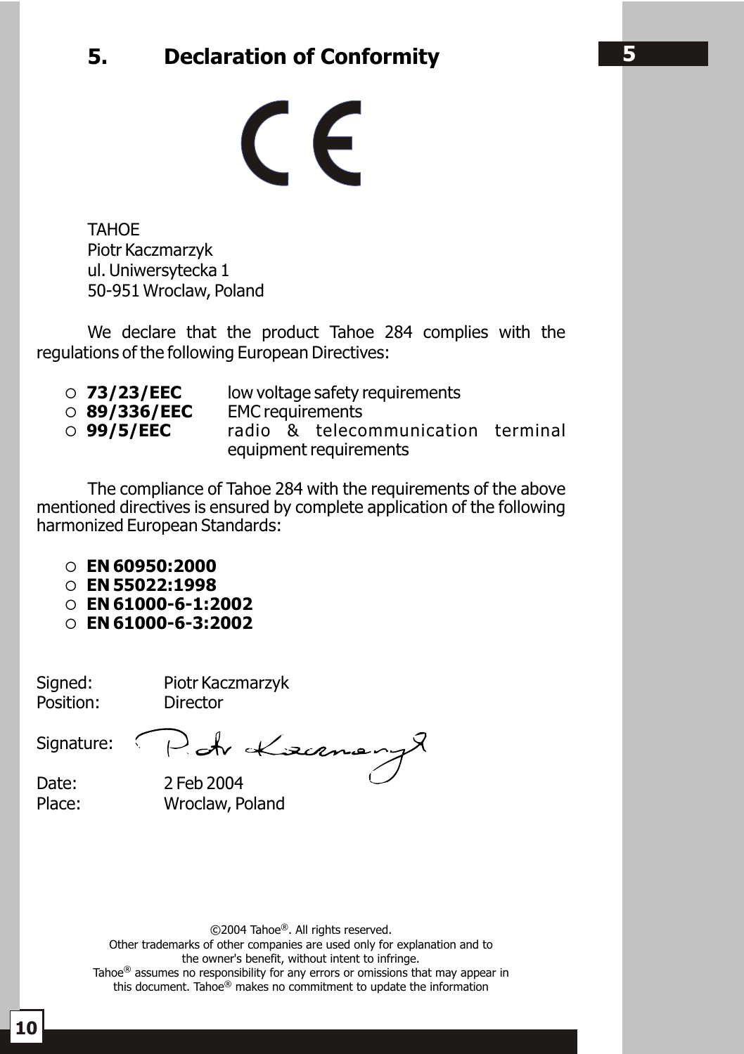## 5. Declaration of Conformity

TAHOE
Piotr Kaczmarzyk
ul. Uniwersytecka 1
50-951 Wroclaw, Poland

We declare that the product Tahoe 284 complies with the regulations of the following European Directives:

- **73/23/EEC** low voltage safety requirements
- **89/336/EEC** EMC requirements
- **99/5/EEC** radio & telecommunication terminal equipment requirements

The compliance of Tahoe 284 with the requirements of the above mentioned directives is ensured by complete application of the following harmonized European Standards:

- **EN 60950:2000**
- **EN 55022:1998**
- **EN 61000-6-1:2002**
- **EN 61000-6-3:2002**

Signed: Piotr Kaczmarzyk
Position: Director

Signature:

Date: 2 Feb 2004
Place: Wroclaw, Poland

©2004 Tahoe®. All rights reserved.
Other trademarks of other companies are used only for explanation and to the owner's benefit, without intent to infringe.
Tahoe® assumes no responsibility for any errors or omissions that may appear in this document. Tahoe® makes no commitment to update the information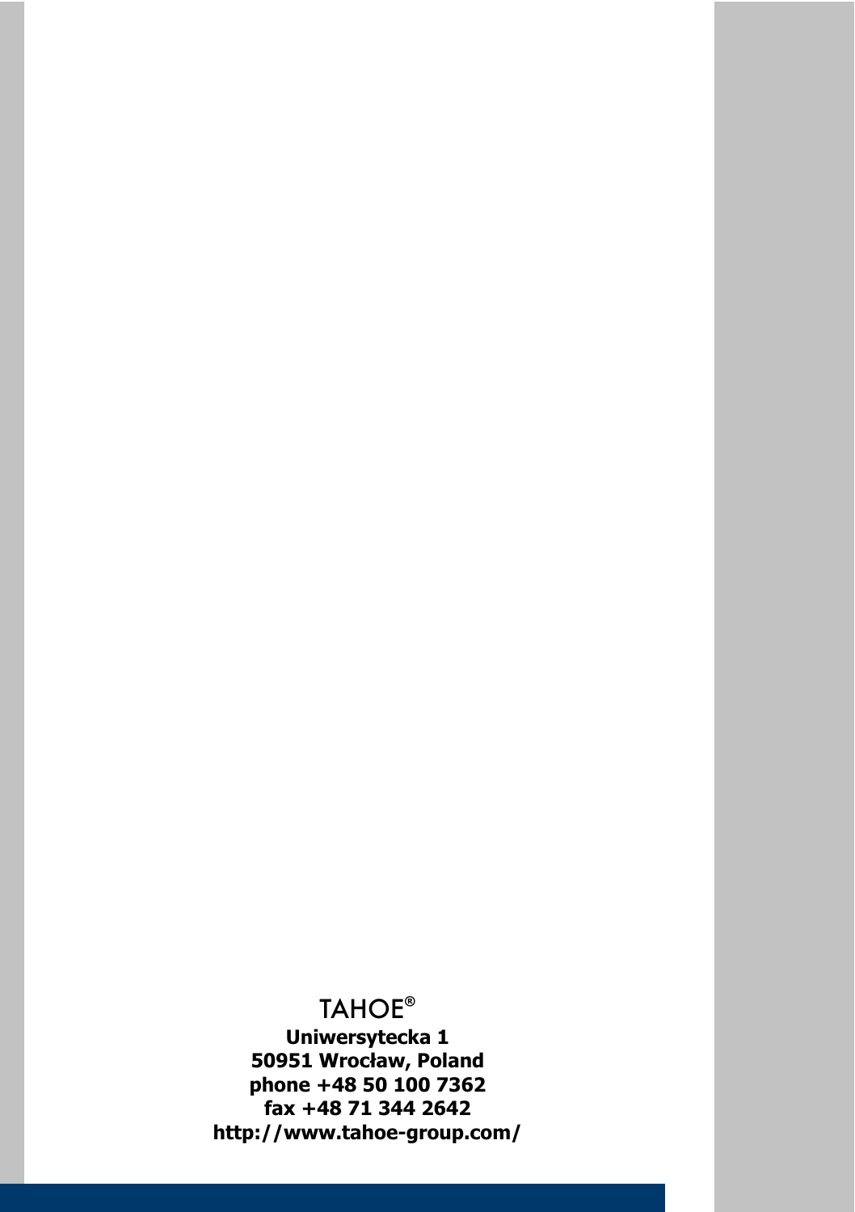TAHOE®

**Uniwersytecka 1**
**50951 Wrocław, Poland**
**phone +48 50 100 7362**
**fax +48 71 344 2642**
**http://www.tahoe-group.com/**